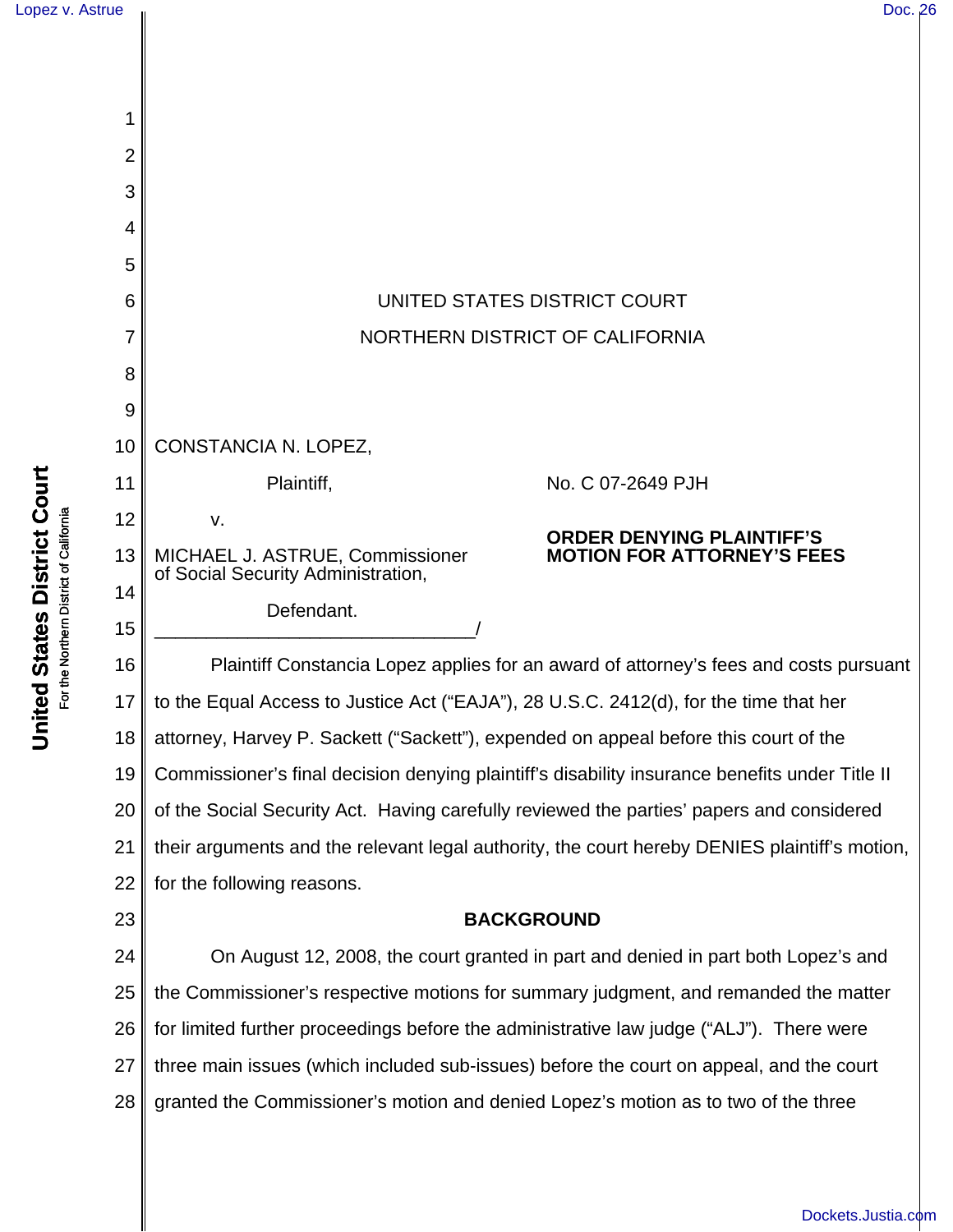UNITED STATES DISTRICT COURT

NORTHERN DISTRICT OF CALIFORNIA

CONSTANCIA N. LOPEZ,

Plaintiff,

v.

MICHAEL J. ASTRUE, Commissioner of Social Security Administration,

Defendant.

_______________________________/

No. C 07-2649 PJH

**ORDER DENYING PLAINTIFF'S MOTION FOR ATTORNEY'S FEES**

Plaintiff Constancia Lopez applies for an award of attorney's fees and costs pursuant to the Equal Access to Justice Act ("EAJA"), 28 U.S.C. 2412(d), for the time that her attorney, Harvey P. Sackett ("Sackett"), expended on appeal before this court of the Commissioner's final decision denying plaintiff's disability insurance benefits under Title II of the Social Security Act. Having carefully reviewed the parties' papers and considered their arguments and the relevant legal authority, the court hereby DENIES plaintiff's motion, for the following reasons.

**BACKGROUND**

On August 12, 2008, the court granted in part and denied in part both Lopez's and the Commissioner's respective motions for summary judgment, and remanded the matter for limited further proceedings before the administrative law judge ("ALJ"). There were three main issues (which included sub-issues) before the court on appeal, and the court granted the Commissioner's motion and denied Lopez's motion as to two of the three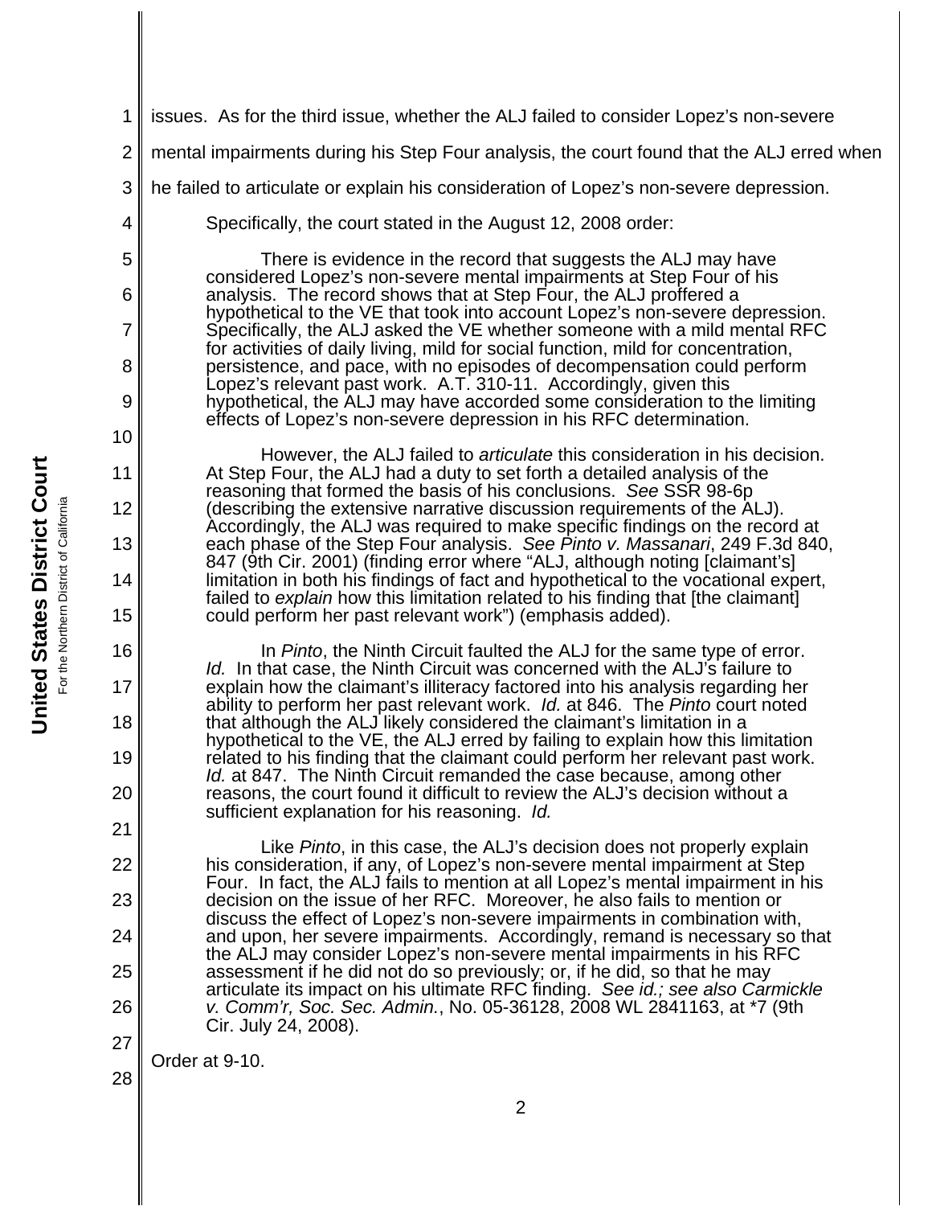issues. As for the third issue, whether the ALJ failed to consider Lopez's non-severe mental impairments during his Step Four analysis, the court found that the ALJ erred when he failed to articulate or explain his consideration of Lopez's non-severe depression.

Specifically, the court stated in the August 12, 2008 order:

> There is evidence in the record that suggests the ALJ may have considered Lopez's non-severe mental impairments at Step Four of his analysis. The record shows that at Step Four, the ALJ proffered a hypothetical to the VE that took into account Lopez's non-severe depression. Specifically, the ALJ asked the VE whether someone with a mild mental RFC for activities of daily living, mild for social function, mild for concentration, persistence, and pace, with no episodes of decompensation could perform Lopez's relevant past work. A.T. 310-11. Accordingly, given this hypothetical, the ALJ may have accorded some consideration to the limiting effects of Lopez's non-severe depression in his RFC determination.
>
> However, the ALJ failed to *articulate* this consideration in his decision. At Step Four, the ALJ had a duty to set forth a detailed analysis of the reasoning that formed the basis of his conclusions. *See* SSR 98-6p (describing the extensive narrative discussion requirements of the ALJ). Accordingly, the ALJ was required to make specific findings on the record at each phase of the Step Four analysis. *See Pinto v. Massanari*, 249 F.3d 840, 847 (9th Cir. 2001) (finding error where "ALJ, although noting [claimant's] limitation in both his findings of fact and hypothetical to the vocational expert, failed to *explain* how this limitation related to his finding that [the claimant] could perform her past relevant work") (emphasis added).
>
> In *Pinto*, the Ninth Circuit faulted the ALJ for the same type of error. *Id.* In that case, the Ninth Circuit was concerned with the ALJ's failure to explain how the claimant's illiteracy factored into his analysis regarding her ability to perform her past relevant work. *Id.* at 846. The *Pinto* court noted that although the ALJ likely considered the claimant's limitation in a hypothetical to the VE, the ALJ erred by failing to explain how this limitation related to his finding that the claimant could perform her relevant past work. *Id.* at 847. The Ninth Circuit remanded the case because, among other reasons, the court found it difficult to review the ALJ's decision without a sufficient explanation for his reasoning. *Id.*
>
> Like *Pinto*, in this case, the ALJ's decision does not properly explain his consideration, if any, of Lopez's non-severe mental impairment at Step Four. In fact, the ALJ fails to mention at all Lopez's mental impairment in his decision on the issue of her RFC. Moreover, he also fails to mention or discuss the effect of Lopez's non-severe impairments in combination with, and upon, her severe impairments. Accordingly, remand is necessary so that the ALJ may consider Lopez's non-severe mental impairments in his RFC assessment if he did not do so previously; or, if he did, so that he may articulate its impact on his ultimate RFC finding. *See id.; see also Carmickle v. Comm'r, Soc. Sec. Admin.*, No. 05-36128, 2008 WL 2841163, at *7 (9th Cir. July 24, 2008).

Order at 9-10.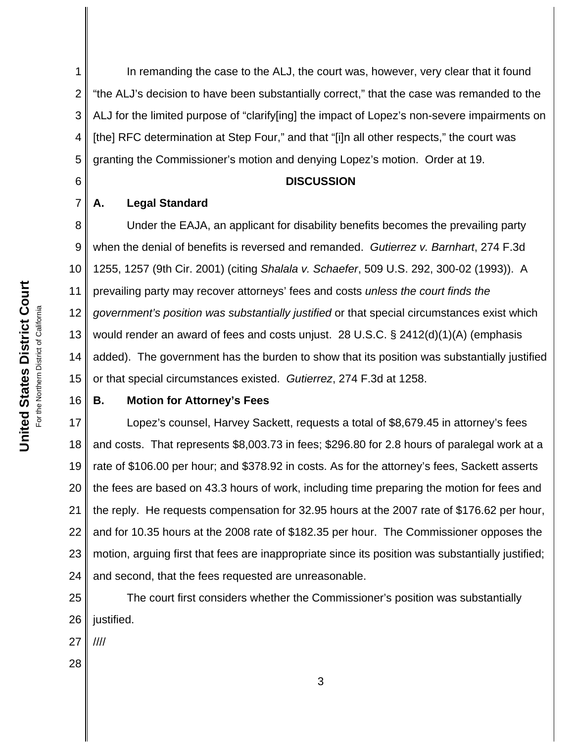In remanding the case to the ALJ, the court was, however, very clear that it found "the ALJ's decision to have been substantially correct," that the case was remanded to the ALJ for the limited purpose of "clarify[ing] the impact of Lopez's non-severe impairments on [the] RFC determination at Step Four," and that "[i]n all other respects," the court was granting the Commissioner's motion and denying Lopez's motion. Order at 19.

## DISCUSSION

### A. Legal Standard

Under the EAJA, an applicant for disability benefits becomes the prevailing party when the denial of benefits is reversed and remanded. *Gutierrez v. Barnhart*, 274 F.3d 1255, 1257 (9th Cir. 2001) (citing *Shalala v. Schaefer*, 509 U.S. 292, 300-02 (1993)). A prevailing party may recover attorneys' fees and costs *unless the court finds the government's position was substantially justified* or that special circumstances exist which would render an award of fees and costs unjust. 28 U.S.C. § 2412(d)(1)(A) (emphasis added). The government has the burden to show that its position was substantially justified or that special circumstances existed. *Gutierrez*, 274 F.3d at 1258.

### B. Motion for Attorney's Fees

Lopez's counsel, Harvey Sackett, requests a total of $8,679.45 in attorney's fees and costs. That represents $8,003.73 in fees; $296.80 for 2.8 hours of paralegal work at a rate of $106.00 per hour; and $378.92 in costs. As for the attorney's fees, Sackett asserts the fees are based on 43.3 hours of work, including time preparing the motion for fees and the reply. He requests compensation for 32.95 hours at the 2007 rate of $176.62 per hour, and for 10.35 hours at the 2008 rate of $182.35 per hour. The Commissioner opposes the motion, arguing first that fees are inappropriate since its position was substantially justified; and second, that the fees requested are unreasonable.

The court first considers whether the Commissioner's position was substantially justified.

////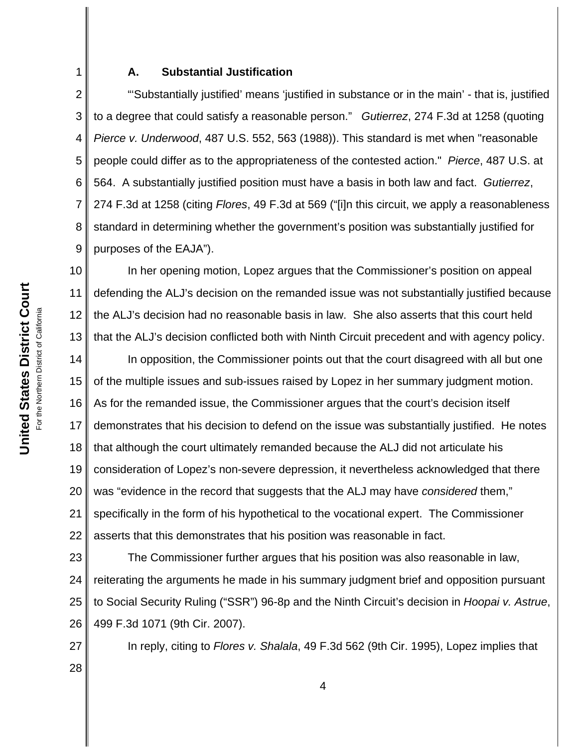### A. Substantial Justification

"'Substantially justified' means 'justified in substance or in the main' - that is, justified to a degree that could satisfy a reasonable person." *Gutierrez*, 274 F.3d at 1258 (quoting *Pierce v. Underwood*, 487 U.S. 552, 563 (1988)). This standard is met when "reasonable people could differ as to the appropriateness of the contested action." *Pierce*, 487 U.S. at 564. A substantially justified position must have a basis in both law and fact. *Gutierrez*, 274 F.3d at 1258 (citing *Flores*, 49 F.3d at 569 ("[i]n this circuit, we apply a reasonableness standard in determining whether the government's position was substantially justified for purposes of the EAJA").

In her opening motion, Lopez argues that the Commissioner's position on appeal defending the ALJ's decision on the remanded issue was not substantially justified because the ALJ's decision had no reasonable basis in law. She also asserts that this court held that the ALJ's decision conflicted both with Ninth Circuit precedent and with agency policy.

In opposition, the Commissioner points out that the court disagreed with all but one of the multiple issues and sub-issues raised by Lopez in her summary judgment motion. As for the remanded issue, the Commissioner argues that the court's decision itself demonstrates that his decision to defend on the issue was substantially justified. He notes that although the court ultimately remanded because the ALJ did not articulate his consideration of Lopez's non-severe depression, it nevertheless acknowledged that there was "evidence in the record that suggests that the ALJ may have *considered* them," specifically in the form of his hypothetical to the vocational expert. The Commissioner asserts that this demonstrates that his position was reasonable in fact.

The Commissioner further argues that his position was also reasonable in law, reiterating the arguments he made in his summary judgment brief and opposition pursuant to Social Security Ruling ("SSR") 96-8p and the Ninth Circuit's decision in *Hoopai v. Astrue*, 499 F.3d 1071 (9th Cir. 2007).

In reply, citing to *Flores v. Shalala*, 49 F.3d 562 (9th Cir. 1995), Lopez implies that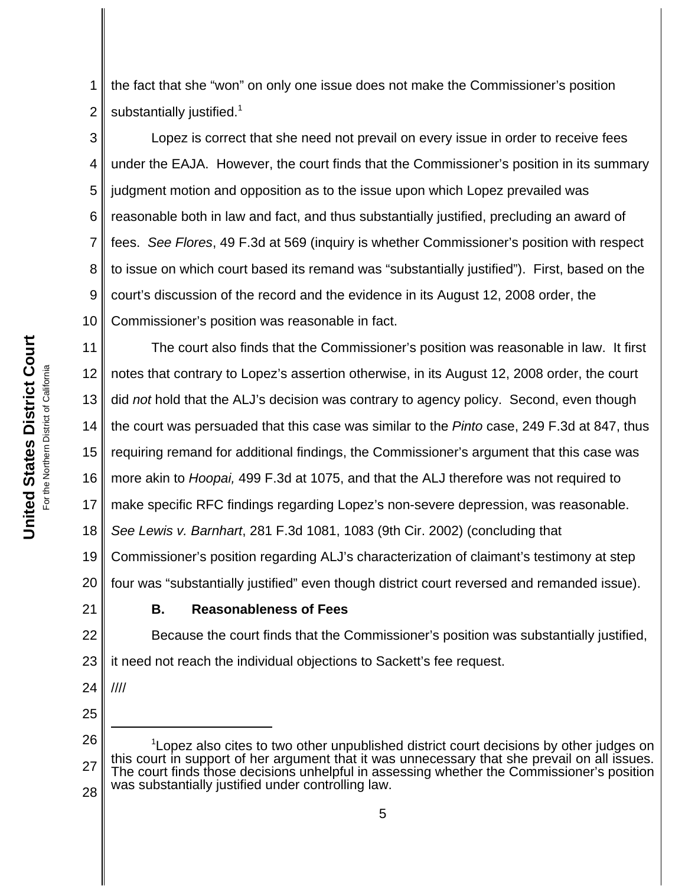the fact that she "won" on only one issue does not make the Commissioner's position substantially justified.[1]

Lopez is correct that she need not prevail on every issue in order to receive fees under the EAJA. However, the court finds that the Commissioner's position in its summary judgment motion and opposition as to the issue upon which Lopez prevailed was reasonable both in law and fact, and thus substantially justified, precluding an award of fees. *See Flores*, 49 F.3d at 569 (inquiry is whether Commissioner's position with respect to issue on which court based its remand was "substantially justified"). First, based on the court's discussion of the record and the evidence in its August 12, 2008 order, the Commissioner's position was reasonable in fact.

The court also finds that the Commissioner's position was reasonable in law. It first notes that contrary to Lopez's assertion otherwise, in its August 12, 2008 order, the court did *not* hold that the ALJ's decision was contrary to agency policy. Second, even though the court was persuaded that this case was similar to the *Pinto* case, 249 F.3d at 847, thus requiring remand for additional findings, the Commissioner's argument that this case was more akin to *Hoopai,* 499 F.3d at 1075, and that the ALJ therefore was not required to make specific RFC findings regarding Lopez's non-severe depression, was reasonable. *See Lewis v. Barnhart*, 281 F.3d 1081, 1083 (9th Cir. 2002) (concluding that Commissioner's position regarding ALJ's characterization of claimant's testimony at step four was "substantially justified" even though district court reversed and remanded issue).

**B. Reasonableness of Fees**

Because the court finds that the Commissioner's position was substantially justified, it need not reach the individual objections to Sackett's fee request.

////

[1]Lopez also cites to two other unpublished district court decisions by other judges on this court in support of her argument that it was unnecessary that she prevail on all issues. The court finds those decisions unhelpful in assessing whether the Commissioner's position was substantially justified under controlling law.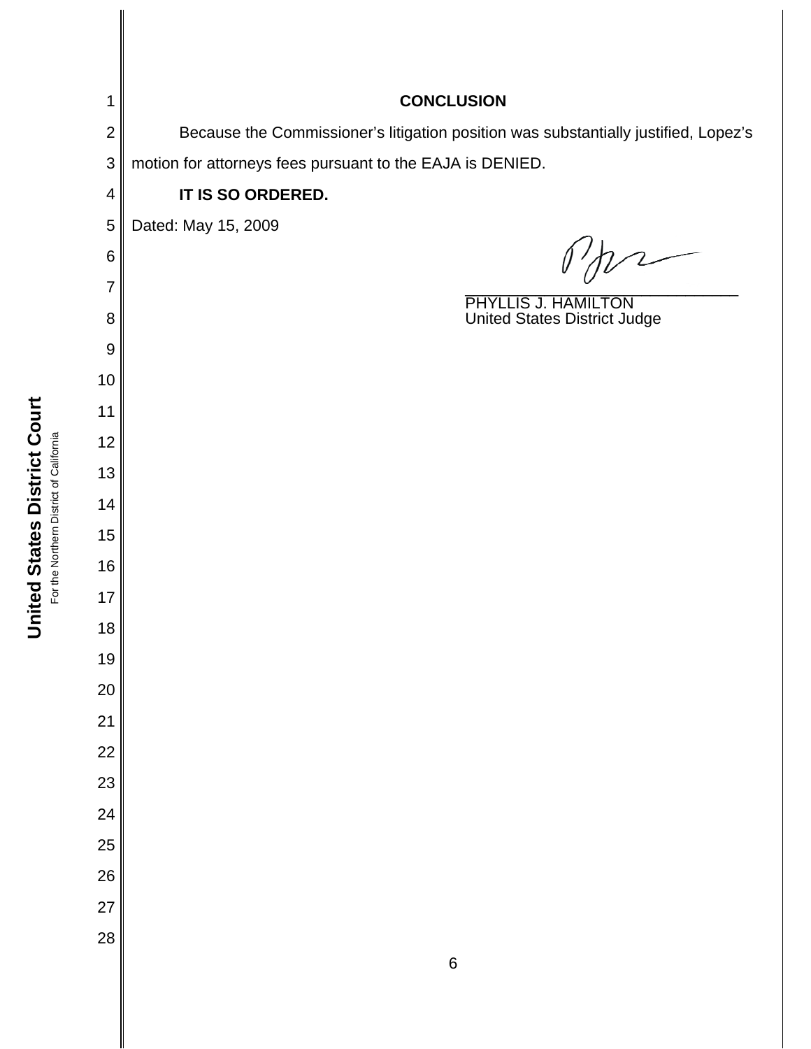## CONCLUSION

Because the Commissioner's litigation position was substantially justified, Lopez's motion for attorneys fees pursuant to the EAJA is DENIED.

**IT IS SO ORDERED.**

Dated: May 15, 2009

PHYLLIS J. HAMILTON
United States District Judge